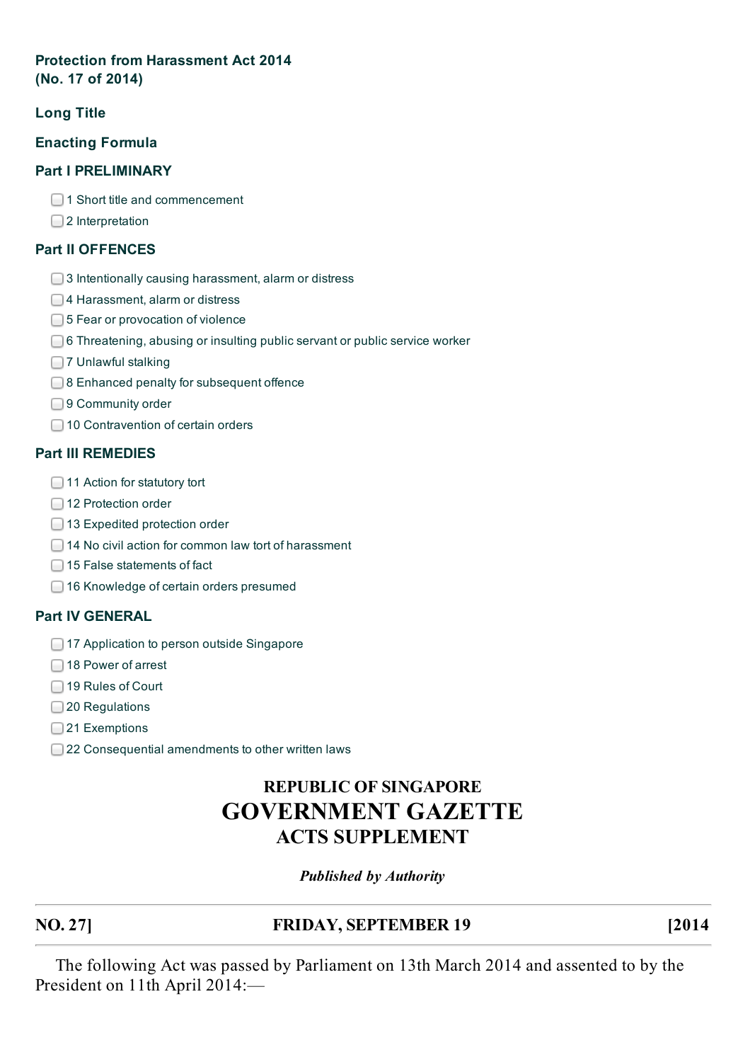## Protection from Harassment Act 2014
## (No. 17 of 2014)

### Long Title

### Enacting Formula

### Part I PRELIMINARY

- 1 Short title and commencement
- 2 Interpretation

### Part II OFFENCES

- 3 Intentionally causing harassment, alarm or distress
- 4 Harassment, alarm or distress
- 5 Fear or provocation of violence
- 6 Threatening, abusing or insulting public servant or public service worker
- 7 Unlawful stalking
- 8 Enhanced penalty for subsequent offence
- 9 Community order
- 10 Contravention of certain orders

### Part III REMEDIES

- 11 Action for statutory tort
- 12 Protection order
- 13 Expedited protection order
- 14 No civil action for common law tort of harassment
- 15 False statements of fact
- 16 Knowledge of certain orders presumed

### Part IV GENERAL

- 17 Application to person outside Singapore
- 18 Power of arrest
- 19 Rules of Court
- 20 Regulations
- 21 Exemptions
- 22 Consequential amendments to other written laws

# REPUBLIC OF SINGAPORE
# GOVERNMENT GAZETTE
## ACTS SUPPLEMENT

*Published by Authority*

---

**NO. 27]** **FRIDAY, SEPTEMBER 19** **[2014**

---

The following Act was passed by Parliament on 13th March 2014 and assented to by the President on 11th April 2014:—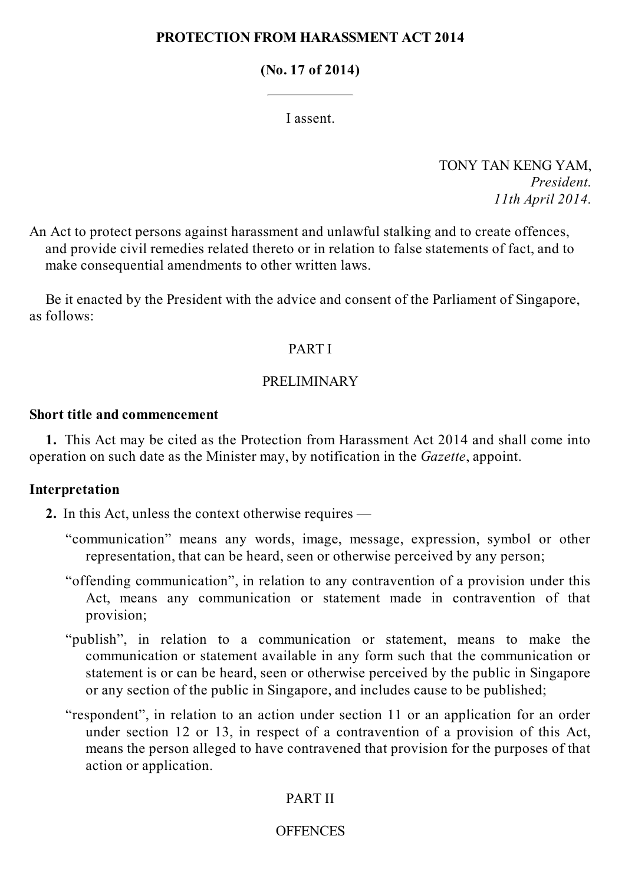**PROTECTION FROM HARASSMENT ACT 2014**

**(No. 17 of 2014)**

---

I assent.

TONY TAN KENG YAM,
*President.*
*11th April 2014.*

An Act to protect persons against harassment and unlawful stalking and to create offences, and provide civil remedies related thereto or in relation to false statements of fact, and to make consequential amendments to other written laws.

Be it enacted by the President with the advice and consent of the Parliament of Singapore, as follows:

PART I

PRELIMINARY

**Short title and commencement**

**1.** This Act may be cited as the Protection from Harassment Act 2014 and shall come into operation on such date as the Minister may, by notification in the *Gazette*, appoint.

**Interpretation**

**2.** In this Act, unless the context otherwise requires —

"communication" means any words, image, message, expression, symbol or other representation, that can be heard, seen or otherwise perceived by any person;

"offending communication", in relation to any contravention of a provision under this Act, means any communication or statement made in contravention of that provision;

"publish", in relation to a communication or statement, means to make the communication or statement available in any form such that the communication or statement is or can be heard, seen or otherwise perceived by the public in Singapore or any section of the public in Singapore, and includes cause to be published;

"respondent", in relation to an action under section 11 or an application for an order under section 12 or 13, in respect of a contravention of a provision of this Act, means the person alleged to have contravened that provision for the purposes of that action or application.

PART II

OFFENCES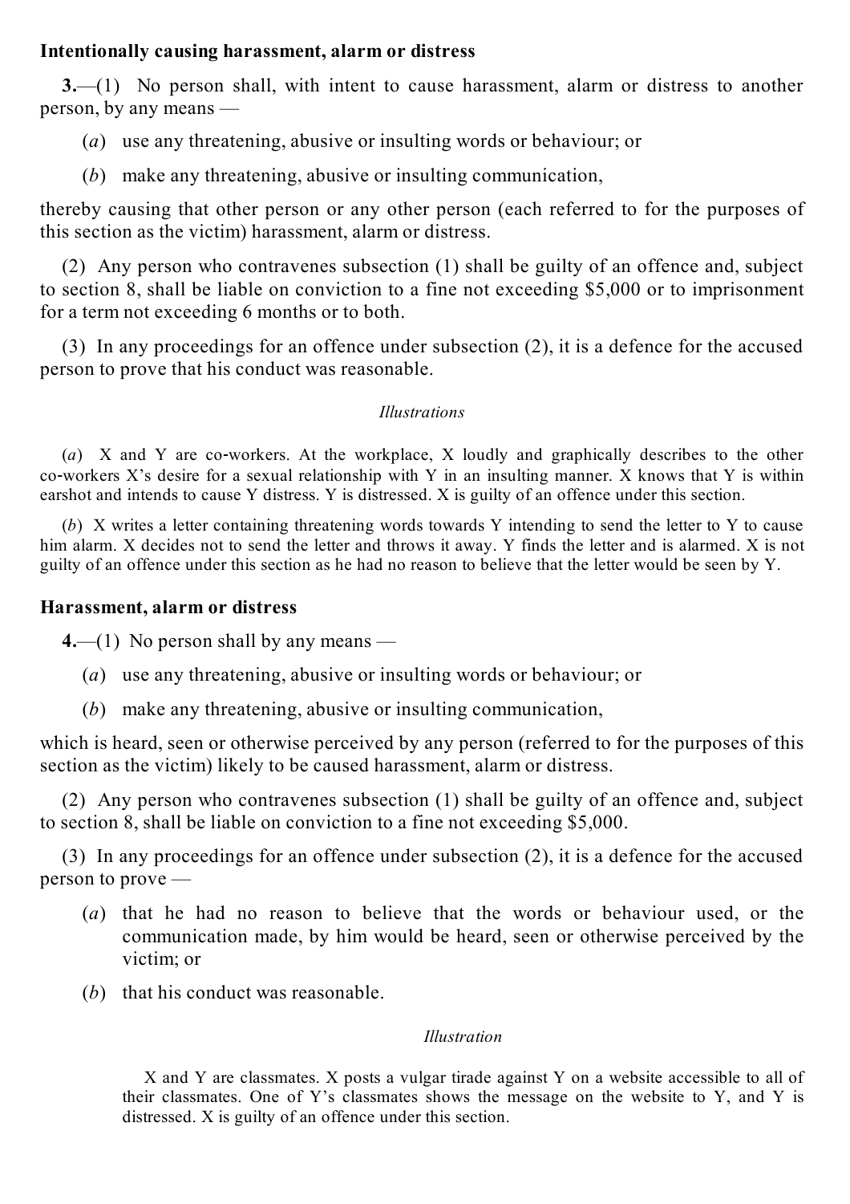**Intentionally causing harassment, alarm or distress**

**3.**—(1) No person shall, with intent to cause harassment, alarm or distress to another person, by any means —

(*a*) use any threatening, abusive or insulting words or behaviour; or

(*b*) make any threatening, abusive or insulting communication,

thereby causing that other person or any other person (each referred to for the purposes of this section as the victim) harassment, alarm or distress.

(2) Any person who contravenes subsection (1) shall be guilty of an offence and, subject to section 8, shall be liable on conviction to a fine not exceeding $5,000 or to imprisonment for a term not exceeding 6 months or to both.

(3) In any proceedings for an offence under subsection (2), it is a defence for the accused person to prove that his conduct was reasonable.

*Illustrations*

(*a*) X and Y are co-workers. At the workplace, X loudly and graphically describes to the other co-workers X's desire for a sexual relationship with Y in an insulting manner. X knows that Y is within earshot and intends to cause Y distress. Y is distressed. X is guilty of an offence under this section.

(*b*) X writes a letter containing threatening words towards Y intending to send the letter to Y to cause him alarm. X decides not to send the letter and throws it away. Y finds the letter and is alarmed. X is not guilty of an offence under this section as he had no reason to believe that the letter would be seen by Y.

**Harassment, alarm or distress**

**4.**—(1) No person shall by any means —

(*a*) use any threatening, abusive or insulting words or behaviour; or

(*b*) make any threatening, abusive or insulting communication,

which is heard, seen or otherwise perceived by any person (referred to for the purposes of this section as the victim) likely to be caused harassment, alarm or distress.

(2) Any person who contravenes subsection (1) shall be guilty of an offence and, subject to section 8, shall be liable on conviction to a fine not exceeding $5,000.

(3) In any proceedings for an offence under subsection (2), it is a defence for the accused person to prove —

(*a*) that he had no reason to believe that the words or behaviour used, or the communication made, by him would be heard, seen or otherwise perceived by the victim; or

(*b*) that his conduct was reasonable.

*Illustration*

X and Y are classmates. X posts a vulgar tirade against Y on a website accessible to all of their classmates. One of Y's classmates shows the message on the website to Y, and Y is distressed. X is guilty of an offence under this section.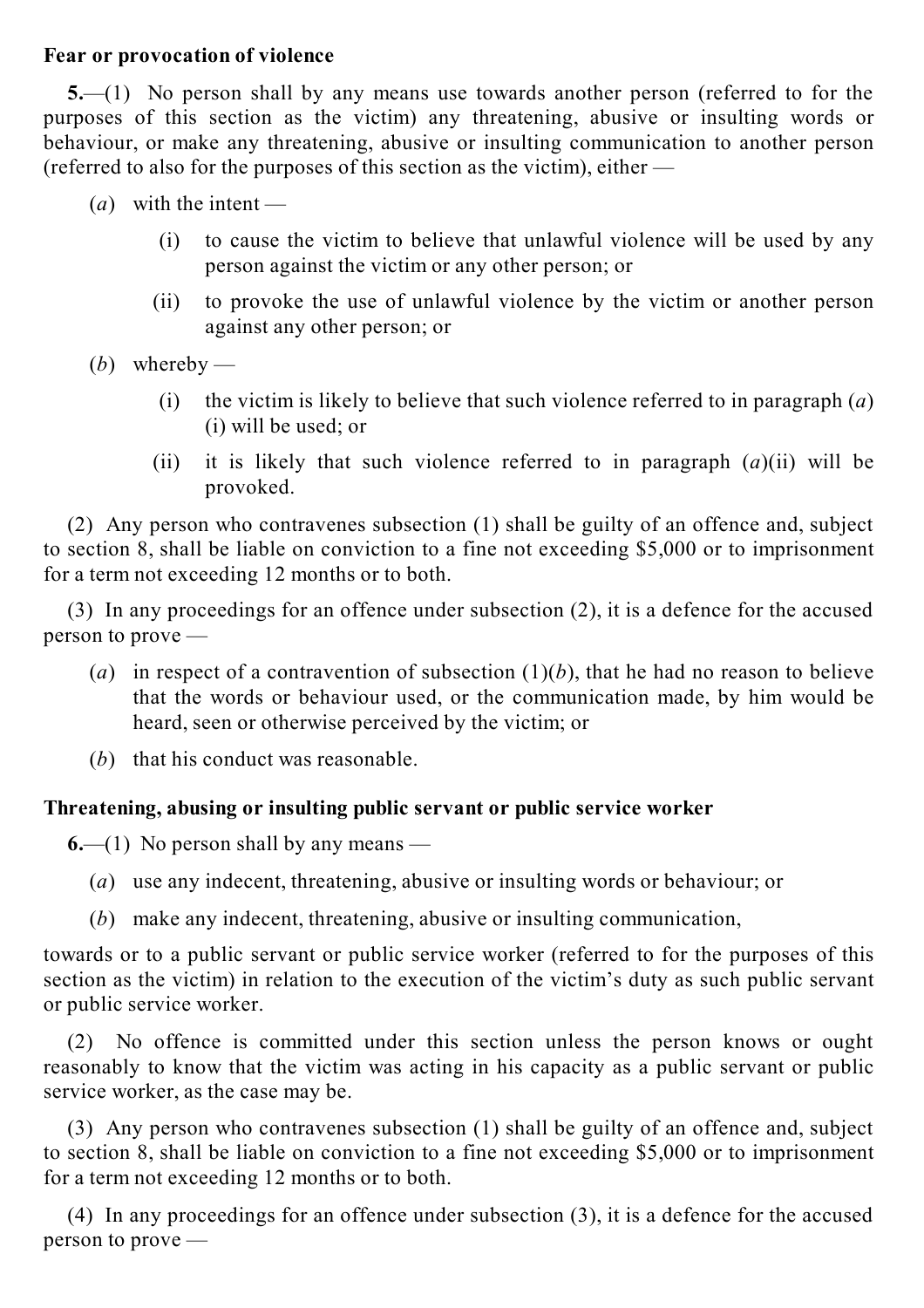**Fear or provocation of violence**

**5.**—(1) No person shall by any means use towards another person (referred to for the purposes of this section as the victim) any threatening, abusive or insulting words or behaviour, or make any threatening, abusive or insulting communication to another person (referred to also for the purposes of this section as the victim), either —

(*a*) with the intent —

(i) to cause the victim to believe that unlawful violence will be used by any person against the victim or any other person; or

(ii) to provoke the use of unlawful violence by the victim or another person against any other person; or

(*b*) whereby —

(i) the victim is likely to believe that such violence referred to in paragraph (*a*)(i) will be used; or

(ii) it is likely that such violence referred to in paragraph (*a*)(ii) will be provoked.

(2) Any person who contravenes subsection (1) shall be guilty of an offence and, subject to section 8, shall be liable on conviction to a fine not exceeding $5,000 or to imprisonment for a term not exceeding 12 months or to both.

(3) In any proceedings for an offence under subsection (2), it is a defence for the accused person to prove —

(*a*) in respect of a contravention of subsection (1)(*b*), that he had no reason to believe that the words or behaviour used, or the communication made, by him would be heard, seen or otherwise perceived by the victim; or

(*b*) that his conduct was reasonable.

**Threatening, abusing or insulting public servant or public service worker**

**6.**—(1) No person shall by any means —

(*a*) use any indecent, threatening, abusive or insulting words or behaviour; or

(*b*) make any indecent, threatening, abusive or insulting communication,

towards or to a public servant or public service worker (referred to for the purposes of this section as the victim) in relation to the execution of the victim's duty as such public servant or public service worker.

(2) No offence is committed under this section unless the person knows or ought reasonably to know that the victim was acting in his capacity as a public servant or public service worker, as the case may be.

(3) Any person who contravenes subsection (1) shall be guilty of an offence and, subject to section 8, shall be liable on conviction to a fine not exceeding $5,000 or to imprisonment for a term not exceeding 12 months or to both.

(4) In any proceedings for an offence under subsection (3), it is a defence for the accused person to prove —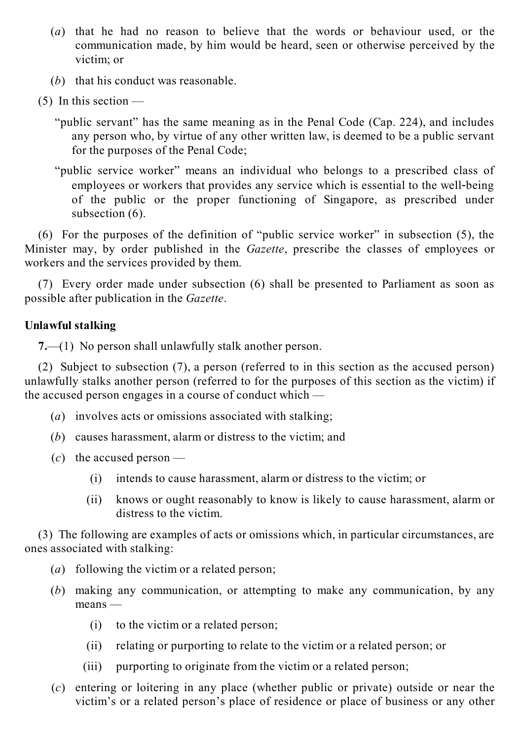(*a*) that he had no reason to believe that the words or behaviour used, or the communication made, by him would be heard, seen or otherwise perceived by the victim; or

(*b*) that his conduct was reasonable.

(5) In this section —

"public servant" has the same meaning as in the Penal Code (Cap. 224), and includes any person who, by virtue of any other written law, is deemed to be a public servant for the purposes of the Penal Code;

"public service worker" means an individual who belongs to a prescribed class of employees or workers that provides any service which is essential to the well-being of the public or the proper functioning of Singapore, as prescribed under subsection (6).

(6) For the purposes of the definition of "public service worker" in subsection (5), the Minister may, by order published in the *Gazette*, prescribe the classes of employees or workers and the services provided by them.

(7) Every order made under subsection (6) shall be presented to Parliament as soon as possible after publication in the *Gazette*.

**Unlawful stalking**

**7.**—(1) No person shall unlawfully stalk another person.

(2) Subject to subsection (7), a person (referred to in this section as the accused person) unlawfully stalks another person (referred to for the purposes of this section as the victim) if the accused person engages in a course of conduct which —

(*a*) involves acts or omissions associated with stalking;

(*b*) causes harassment, alarm or distress to the victim; and

(*c*) the accused person —

(i) intends to cause harassment, alarm or distress to the victim; or

(ii) knows or ought reasonably to know is likely to cause harassment, alarm or distress to the victim.

(3) The following are examples of acts or omissions which, in particular circumstances, are ones associated with stalking:

(*a*) following the victim or a related person;

(*b*) making any communication, or attempting to make any communication, by any means —

(i) to the victim or a related person;

(ii) relating or purporting to relate to the victim or a related person; or

(iii) purporting to originate from the victim or a related person;

(*c*) entering or loitering in any place (whether public or private) outside or near the victim's or a related person's place of residence or place of business or any other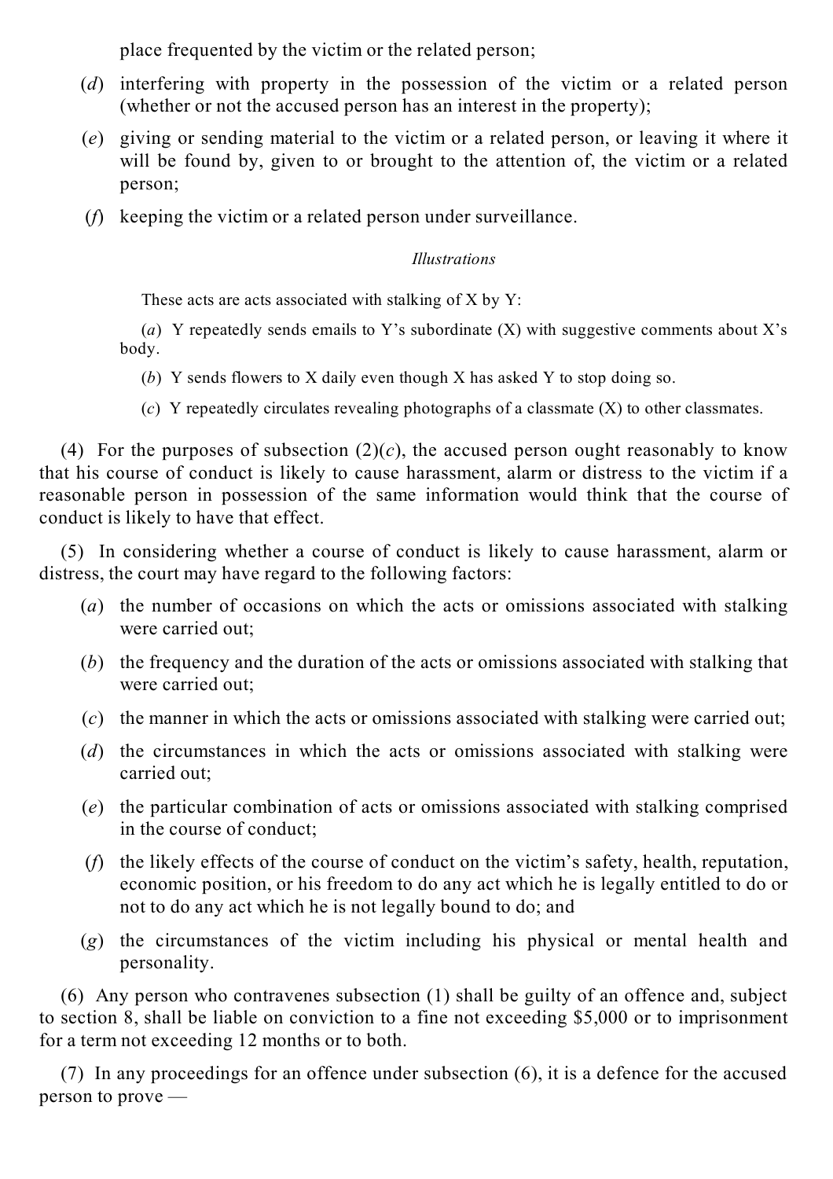place frequented by the victim or the related person;

(*d*) interfering with property in the possession of the victim or a related person (whether or not the accused person has an interest in the property);

(*e*) giving or sending material to the victim or a related person, or leaving it where it will be found by, given to or brought to the attention of, the victim or a related person;

(*f*) keeping the victim or a related person under surveillance.

*Illustrations*

These acts are acts associated with stalking of X by Y:

(*a*) Y repeatedly sends emails to Y's subordinate (X) with suggestive comments about X's body.

(*b*) Y sends flowers to X daily even though X has asked Y to stop doing so.

(*c*) Y repeatedly circulates revealing photographs of a classmate (X) to other classmates.

(4) For the purposes of subsection (2)(*c*), the accused person ought reasonably to know that his course of conduct is likely to cause harassment, alarm or distress to the victim if a reasonable person in possession of the same information would think that the course of conduct is likely to have that effect.

(5) In considering whether a course of conduct is likely to cause harassment, alarm or distress, the court may have regard to the following factors:

(*a*) the number of occasions on which the acts or omissions associated with stalking were carried out;

(*b*) the frequency and the duration of the acts or omissions associated with stalking that were carried out;

(*c*) the manner in which the acts or omissions associated with stalking were carried out;

(*d*) the circumstances in which the acts or omissions associated with stalking were carried out;

(*e*) the particular combination of acts or omissions associated with stalking comprised in the course of conduct;

(*f*) the likely effects of the course of conduct on the victim's safety, health, reputation, economic position, or his freedom to do any act which he is legally entitled to do or not to do any act which he is not legally bound to do; and

(*g*) the circumstances of the victim including his physical or mental health and personality.

(6) Any person who contravenes subsection (1) shall be guilty of an offence and, subject to section 8, shall be liable on conviction to a fine not exceeding $5,000 or to imprisonment for a term not exceeding 12 months or to both.

(7) In any proceedings for an offence under subsection (6), it is a defence for the accused person to prove —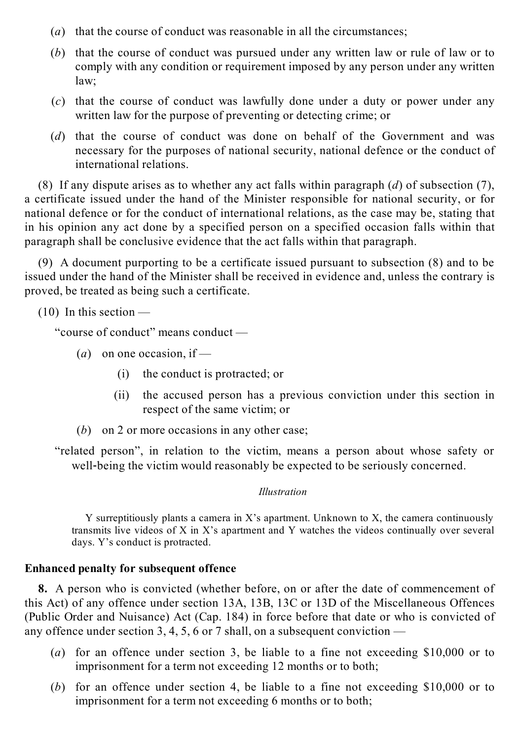(*a*) that the course of conduct was reasonable in all the circumstances;

(*b*) that the course of conduct was pursued under any written law or rule of law or to comply with any condition or requirement imposed by any person under any written law;

(*c*) that the course of conduct was lawfully done under a duty or power under any written law for the purpose of preventing or detecting crime; or

(*d*) that the course of conduct was done on behalf of the Government and was necessary for the purposes of national security, national defence or the conduct of international relations.

(8) If any dispute arises as to whether any act falls within paragraph (*d*) of subsection (7), a certificate issued under the hand of the Minister responsible for national security, or for national defence or for the conduct of international relations, as the case may be, stating that in his opinion any act done by a specified person on a specified occasion falls within that paragraph shall be conclusive evidence that the act falls within that paragraph.

(9) A document purporting to be a certificate issued pursuant to subsection (8) and to be issued under the hand of the Minister shall be received in evidence and, unless the contrary is proved, be treated as being such a certificate.

(10) In this section —

"course of conduct" means conduct —

(*a*) on one occasion, if —

(i) the conduct is protracted; or

(ii) the accused person has a previous conviction under this section in respect of the same victim; or

(*b*) on 2 or more occasions in any other case;

"related person", in relation to the victim, means a person about whose safety or well-being the victim would reasonably be expected to be seriously concerned.

*Illustration*

Y surreptitiously plants a camera in X's apartment. Unknown to X, the camera continuously transmits live videos of X in X's apartment and Y watches the videos continually over several days. Y's conduct is protracted.

**Enhanced penalty for subsequent offence**

**8.** A person who is convicted (whether before, on or after the date of commencement of this Act) of any offence under section 13A, 13B, 13C or 13D of the Miscellaneous Offences (Public Order and Nuisance) Act (Cap. 184) in force before that date or who is convicted of any offence under section 3, 4, 5, 6 or 7 shall, on a subsequent conviction —

(*a*) for an offence under section 3, be liable to a fine not exceeding $10,000 or to imprisonment for a term not exceeding 12 months or to both;

(*b*) for an offence under section 4, be liable to a fine not exceeding $10,000 or to imprisonment for a term not exceeding 6 months or to both;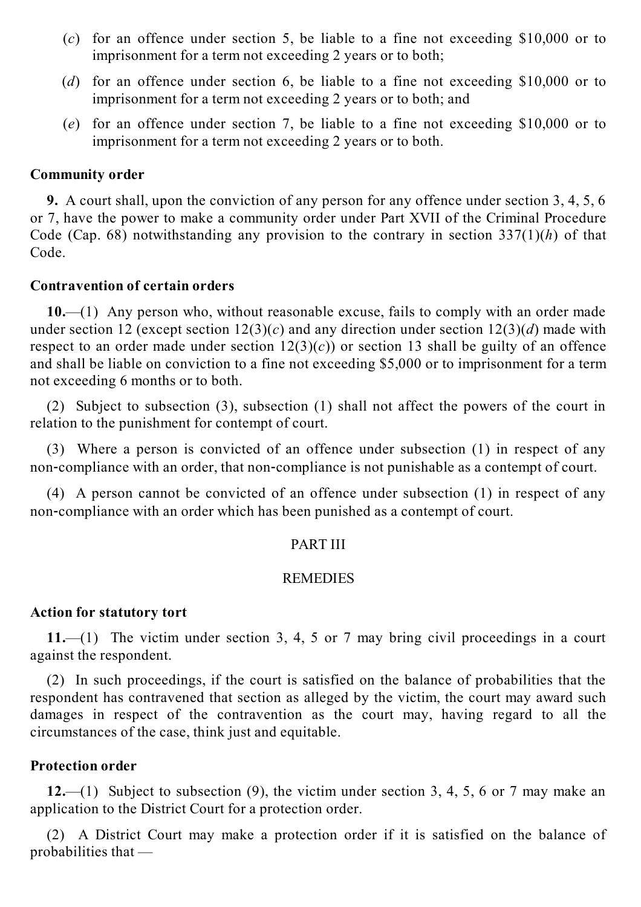(*c*) for an offence under section 5, be liable to a fine not exceeding $10,000 or to imprisonment for a term not exceeding 2 years or to both;

(*d*) for an offence under section 6, be liable to a fine not exceeding $10,000 or to imprisonment for a term not exceeding 2 years or to both; and

(*e*) for an offence under section 7, be liable to a fine not exceeding $10,000 or to imprisonment for a term not exceeding 2 years or to both.

**Community order**

**9.** A court shall, upon the conviction of any person for any offence under section 3, 4, 5, 6 or 7, have the power to make a community order under Part XVII of the Criminal Procedure Code (Cap. 68) notwithstanding any provision to the contrary in section 337(1)(*h*) of that Code.

**Contravention of certain orders**

**10.**—(1) Any person who, without reasonable excuse, fails to comply with an order made under section 12 (except section 12(3)(*c*) and any direction under section 12(3)(*d*) made with respect to an order made under section 12(3)(*c*)) or section 13 shall be guilty of an offence and shall be liable on conviction to a fine not exceeding $5,000 or to imprisonment for a term not exceeding 6 months or to both.

(2) Subject to subsection (3), subsection (1) shall not affect the powers of the court in relation to the punishment for contempt of court.

(3) Where a person is convicted of an offence under subsection (1) in respect of any non-compliance with an order, that non-compliance is not punishable as a contempt of court.

(4) A person cannot be convicted of an offence under subsection (1) in respect of any non-compliance with an order which has been punished as a contempt of court.

PART III

REMEDIES

**Action for statutory tort**

**11.**—(1) The victim under section 3, 4, 5 or 7 may bring civil proceedings in a court against the respondent.

(2) In such proceedings, if the court is satisfied on the balance of probabilities that the respondent has contravened that section as alleged by the victim, the court may award such damages in respect of the contravention as the court may, having regard to all the circumstances of the case, think just and equitable.

**Protection order**

**12.**—(1) Subject to subsection (9), the victim under section 3, 4, 5, 6 or 7 may make an application to the District Court for a protection order.

(2) A District Court may make a protection order if it is satisfied on the balance of probabilities that —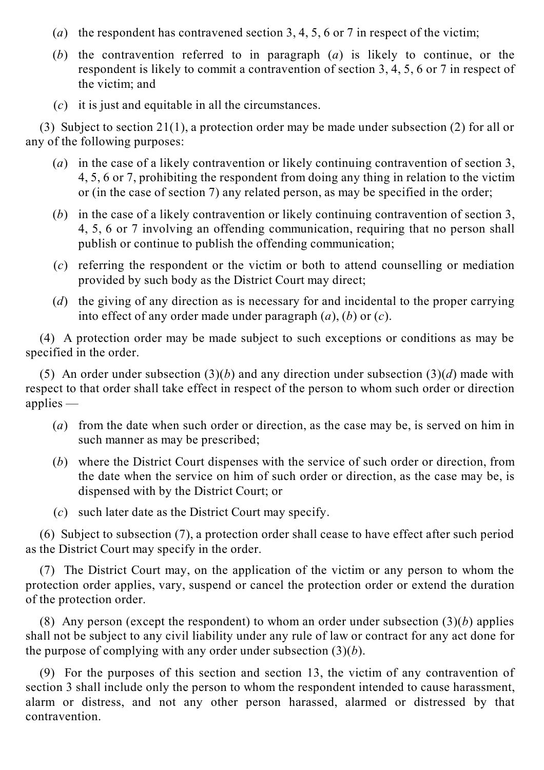(*a*) the respondent has contravened section 3, 4, 5, 6 or 7 in respect of the victim;

(*b*) the contravention referred to in paragraph (*a*) is likely to continue, or the respondent is likely to commit a contravention of section 3, 4, 5, 6 or 7 in respect of the victim; and

(*c*) it is just and equitable in all the circumstances.

(3) Subject to section 21(1), a protection order may be made under subsection (2) for all or any of the following purposes:

(*a*) in the case of a likely contravention or likely continuing contravention of section 3, 4, 5, 6 or 7, prohibiting the respondent from doing any thing in relation to the victim or (in the case of section 7) any related person, as may be specified in the order;

(*b*) in the case of a likely contravention or likely continuing contravention of section 3, 4, 5, 6 or 7 involving an offending communication, requiring that no person shall publish or continue to publish the offending communication;

(*c*) referring the respondent or the victim or both to attend counselling or mediation provided by such body as the District Court may direct;

(*d*) the giving of any direction as is necessary for and incidental to the proper carrying into effect of any order made under paragraph (*a*), (*b*) or (*c*).

(4) A protection order may be made subject to such exceptions or conditions as may be specified in the order.

(5) An order under subsection (3)(*b*) and any direction under subsection (3)(*d*) made with respect to that order shall take effect in respect of the person to whom such order or direction applies —

(*a*) from the date when such order or direction, as the case may be, is served on him in such manner as may be prescribed;

(*b*) where the District Court dispenses with the service of such order or direction, from the date when the service on him of such order or direction, as the case may be, is dispensed with by the District Court; or

(*c*) such later date as the District Court may specify.

(6) Subject to subsection (7), a protection order shall cease to have effect after such period as the District Court may specify in the order.

(7) The District Court may, on the application of the victim or any person to whom the protection order applies, vary, suspend or cancel the protection order or extend the duration of the protection order.

(8) Any person (except the respondent) to whom an order under subsection (3)(*b*) applies shall not be subject to any civil liability under any rule of law or contract for any act done for the purpose of complying with any order under subsection (3)(*b*).

(9) For the purposes of this section and section 13, the victim of any contravention of section 3 shall include only the person to whom the respondent intended to cause harassment, alarm or distress, and not any other person harassed, alarmed or distressed by that contravention.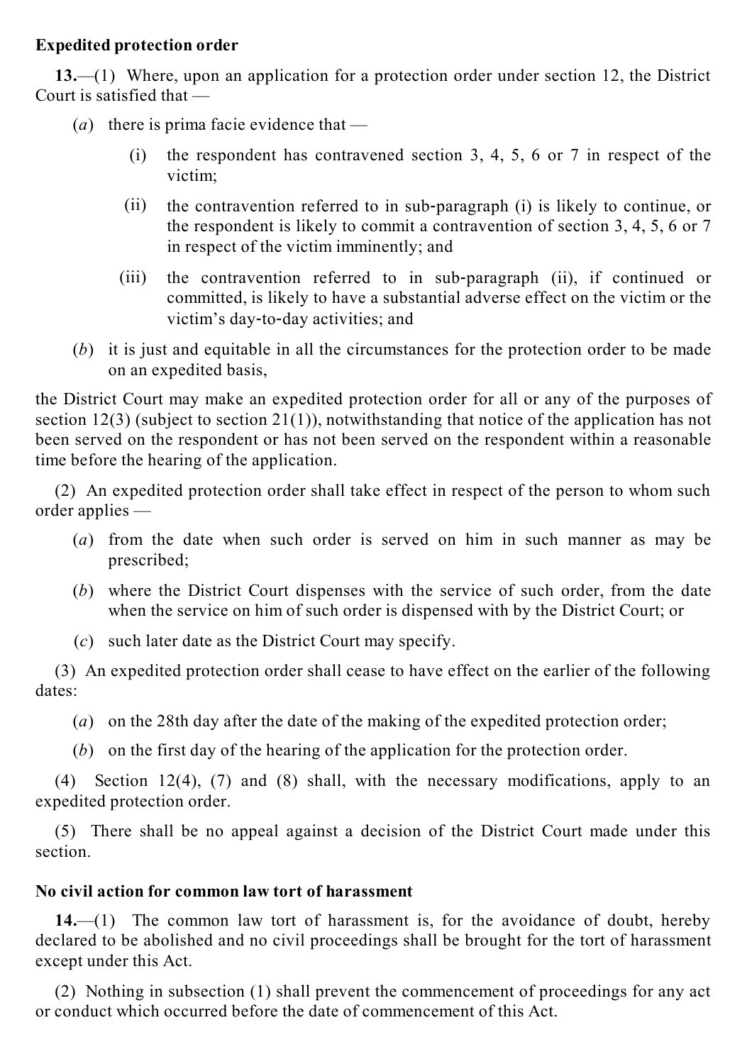**Expedited protection order**

**13.**—(1) Where, upon an application for a protection order under section 12, the District Court is satisfied that —

(*a*) there is prima facie evidence that —

(i) the respondent has contravened section 3, 4, 5, 6 or 7 in respect of the victim;

(ii) the contravention referred to in sub-paragraph (i) is likely to continue, or the respondent is likely to commit a contravention of section 3, 4, 5, 6 or 7 in respect of the victim imminently; and

(iii) the contravention referred to in sub-paragraph (ii), if continued or committed, is likely to have a substantial adverse effect on the victim or the victim's day-to-day activities; and

(*b*) it is just and equitable in all the circumstances for the protection order to be made on an expedited basis,

the District Court may make an expedited protection order for all or any of the purposes of section 12(3) (subject to section 21(1)), notwithstanding that notice of the application has not been served on the respondent or has not been served on the respondent within a reasonable time before the hearing of the application.

(2) An expedited protection order shall take effect in respect of the person to whom such order applies —

(*a*) from the date when such order is served on him in such manner as may be prescribed;

(*b*) where the District Court dispenses with the service of such order, from the date when the service on him of such order is dispensed with by the District Court; or

(*c*) such later date as the District Court may specify.

(3) An expedited protection order shall cease to have effect on the earlier of the following dates:

(*a*) on the 28th day after the date of the making of the expedited protection order;

(*b*) on the first day of the hearing of the application for the protection order.

(4) Section 12(4), (7) and (8) shall, with the necessary modifications, apply to an expedited protection order.

(5) There shall be no appeal against a decision of the District Court made under this section.

**No civil action for common law tort of harassment**

**14.**—(1) The common law tort of harassment is, for the avoidance of doubt, hereby declared to be abolished and no civil proceedings shall be brought for the tort of harassment except under this Act.

(2) Nothing in subsection (1) shall prevent the commencement of proceedings for any act or conduct which occurred before the date of commencement of this Act.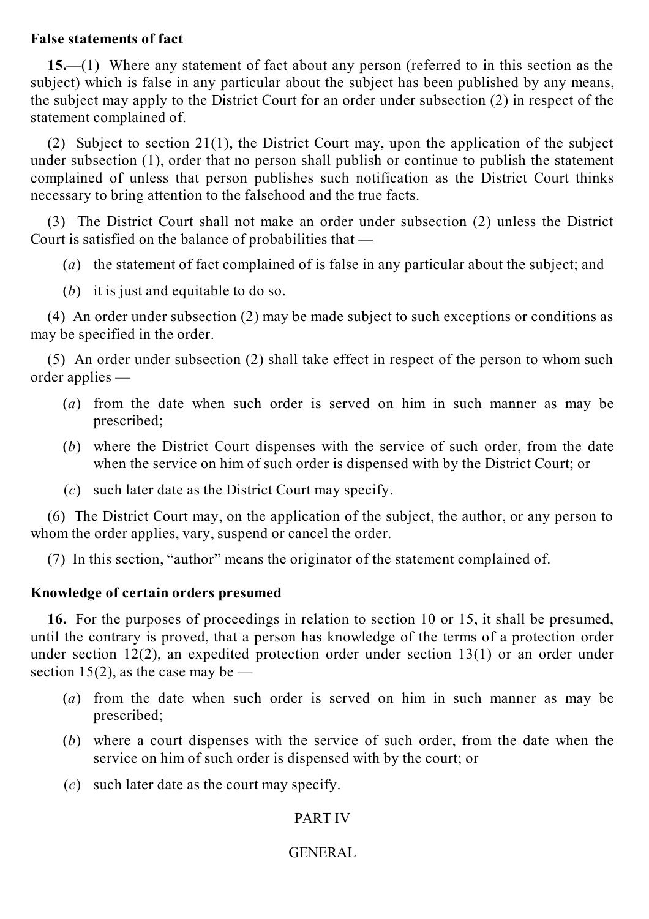**False statements of fact**

**15.**—(1) Where any statement of fact about any person (referred to in this section as the subject) which is false in any particular about the subject has been published by any means, the subject may apply to the District Court for an order under subsection (2) in respect of the statement complained of.

(2) Subject to section 21(1), the District Court may, upon the application of the subject under subsection (1), order that no person shall publish or continue to publish the statement complained of unless that person publishes such notification as the District Court thinks necessary to bring attention to the falsehood and the true facts.

(3) The District Court shall not make an order under subsection (2) unless the District Court is satisfied on the balance of probabilities that —

(*a*) the statement of fact complained of is false in any particular about the subject; and

(*b*) it is just and equitable to do so.

(4) An order under subsection (2) may be made subject to such exceptions or conditions as may be specified in the order.

(5) An order under subsection (2) shall take effect in respect of the person to whom such order applies —

(*a*) from the date when such order is served on him in such manner as may be prescribed;

(*b*) where the District Court dispenses with the service of such order, from the date when the service on him of such order is dispensed with by the District Court; or

(*c*) such later date as the District Court may specify.

(6) The District Court may, on the application of the subject, the author, or any person to whom the order applies, vary, suspend or cancel the order.

(7) In this section, "author" means the originator of the statement complained of.

**Knowledge of certain orders presumed**

**16.** For the purposes of proceedings in relation to section 10 or 15, it shall be presumed, until the contrary is proved, that a person has knowledge of the terms of a protection order under section 12(2), an expedited protection order under section 13(1) or an order under section 15(2), as the case may be —

(*a*) from the date when such order is served on him in such manner as may be prescribed;

(*b*) where a court dispenses with the service of such order, from the date when the service on him of such order is dispensed with by the court; or

(*c*) such later date as the court may specify.

PART IV

GENERAL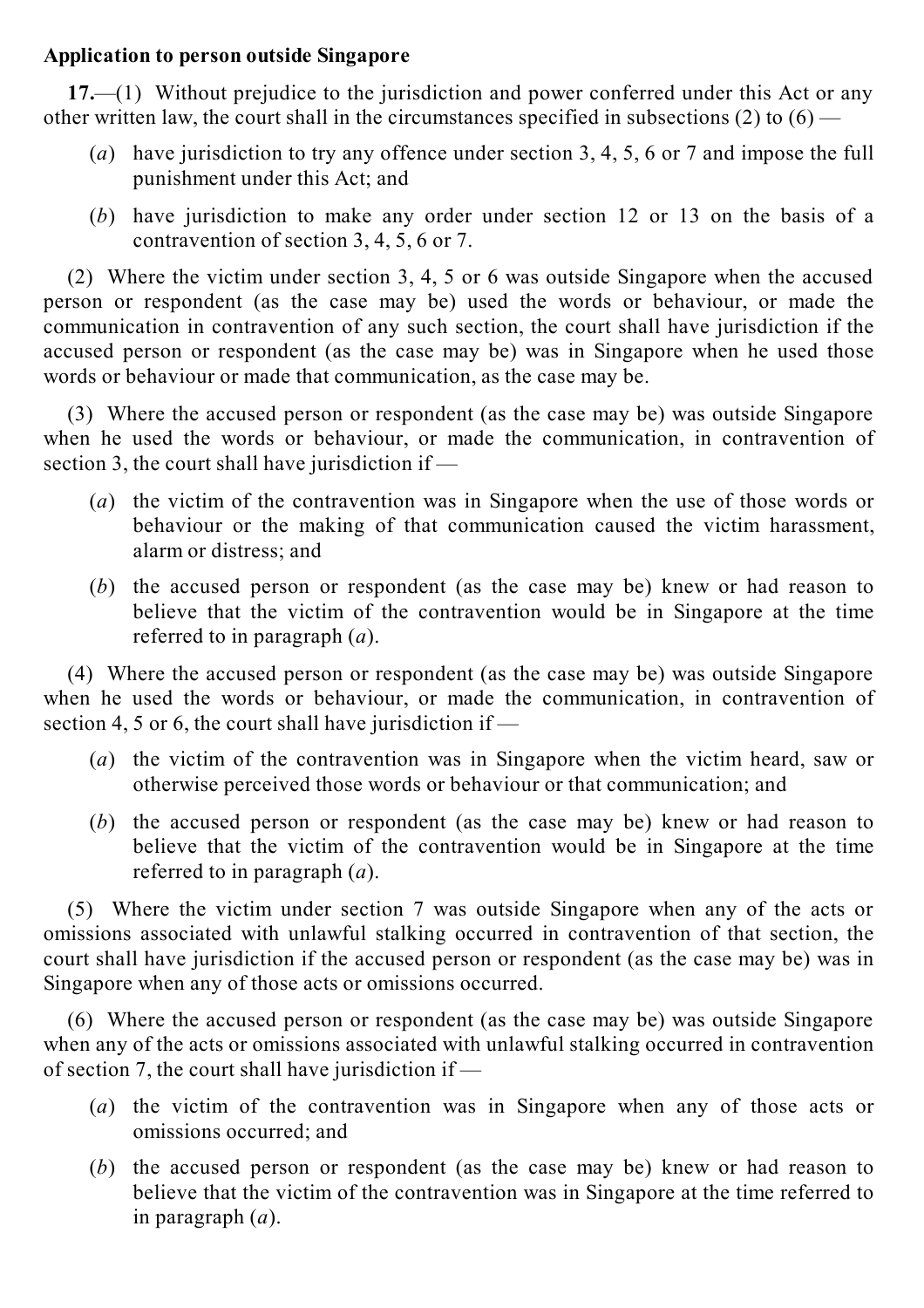**Application to person outside Singapore**

**17.**—(1) Without prejudice to the jurisdiction and power conferred under this Act or any other written law, the court shall in the circumstances specified in subsections (2) to (6) —

- (*a*) have jurisdiction to try any offence under section 3, 4, 5, 6 or 7 and impose the full punishment under this Act; and
- (*b*) have jurisdiction to make any order under section 12 or 13 on the basis of a contravention of section 3, 4, 5, 6 or 7.

(2) Where the victim under section 3, 4, 5 or 6 was outside Singapore when the accused person or respondent (as the case may be) used the words or behaviour, or made the communication in contravention of any such section, the court shall have jurisdiction if the accused person or respondent (as the case may be) was in Singapore when he used those words or behaviour or made that communication, as the case may be.

(3) Where the accused person or respondent (as the case may be) was outside Singapore when he used the words or behaviour, or made the communication, in contravention of section 3, the court shall have jurisdiction if —

- (*a*) the victim of the contravention was in Singapore when the use of those words or behaviour or the making of that communication caused the victim harassment, alarm or distress; and
- (*b*) the accused person or respondent (as the case may be) knew or had reason to believe that the victim of the contravention would be in Singapore at the time referred to in paragraph (*a*).

(4) Where the accused person or respondent (as the case may be) was outside Singapore when he used the words or behaviour, or made the communication, in contravention of section 4, 5 or 6, the court shall have jurisdiction if —

- (*a*) the victim of the contravention was in Singapore when the victim heard, saw or otherwise perceived those words or behaviour or that communication; and
- (*b*) the accused person or respondent (as the case may be) knew or had reason to believe that the victim of the contravention would be in Singapore at the time referred to in paragraph (*a*).

(5) Where the victim under section 7 was outside Singapore when any of the acts or omissions associated with unlawful stalking occurred in contravention of that section, the court shall have jurisdiction if the accused person or respondent (as the case may be) was in Singapore when any of those acts or omissions occurred.

(6) Where the accused person or respondent (as the case may be) was outside Singapore when any of the acts or omissions associated with unlawful stalking occurred in contravention of section 7, the court shall have jurisdiction if —

- (*a*) the victim of the contravention was in Singapore when any of those acts or omissions occurred; and
- (*b*) the accused person or respondent (as the case may be) knew or had reason to believe that the victim of the contravention was in Singapore at the time referred to in paragraph (*a*).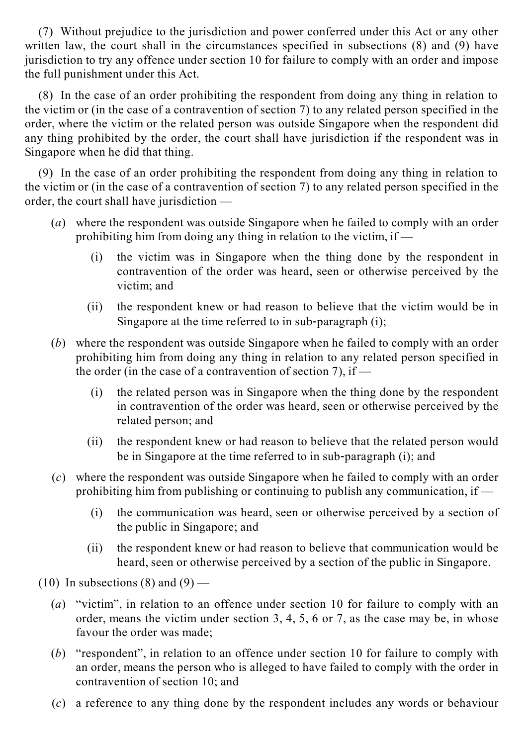(7) Without prejudice to the jurisdiction and power conferred under this Act or any other written law, the court shall in the circumstances specified in subsections (8) and (9) have jurisdiction to try any offence under section 10 for failure to comply with an order and impose the full punishment under this Act.

(8) In the case of an order prohibiting the respondent from doing any thing in relation to the victim or (in the case of a contravention of section 7) to any related person specified in the order, where the victim or the related person was outside Singapore when the respondent did any thing prohibited by the order, the court shall have jurisdiction if the respondent was in Singapore when he did that thing.

(9) In the case of an order prohibiting the respondent from doing any thing in relation to the victim or (in the case of a contravention of section 7) to any related person specified in the order, the court shall have jurisdiction —

- (*a*) where the respondent was outside Singapore when he failed to comply with an order prohibiting him from doing any thing in relation to the victim, if —
  - (i) the victim was in Singapore when the thing done by the respondent in contravention of the order was heard, seen or otherwise perceived by the victim; and
  - (ii) the respondent knew or had reason to believe that the victim would be in Singapore at the time referred to in sub-paragraph (i);
- (*b*) where the respondent was outside Singapore when he failed to comply with an order prohibiting him from doing any thing in relation to any related person specified in the order (in the case of a contravention of section 7), if —
  - (i) the related person was in Singapore when the thing done by the respondent in contravention of the order was heard, seen or otherwise perceived by the related person; and
  - (ii) the respondent knew or had reason to believe that the related person would be in Singapore at the time referred to in sub-paragraph (i); and
- (*c*) where the respondent was outside Singapore when he failed to comply with an order prohibiting him from publishing or continuing to publish any communication, if —
  - (i) the communication was heard, seen or otherwise perceived by a section of the public in Singapore; and
  - (ii) the respondent knew or had reason to believe that communication would be heard, seen or otherwise perceived by a section of the public in Singapore.

(10) In subsections (8) and (9) —

- (*a*) "victim", in relation to an offence under section 10 for failure to comply with an order, means the victim under section 3, 4, 5, 6 or 7, as the case may be, in whose favour the order was made;
- (*b*) "respondent", in relation to an offence under section 10 for failure to comply with an order, means the person who is alleged to have failed to comply with the order in contravention of section 10; and
- (*c*) a reference to any thing done by the respondent includes any words or behaviour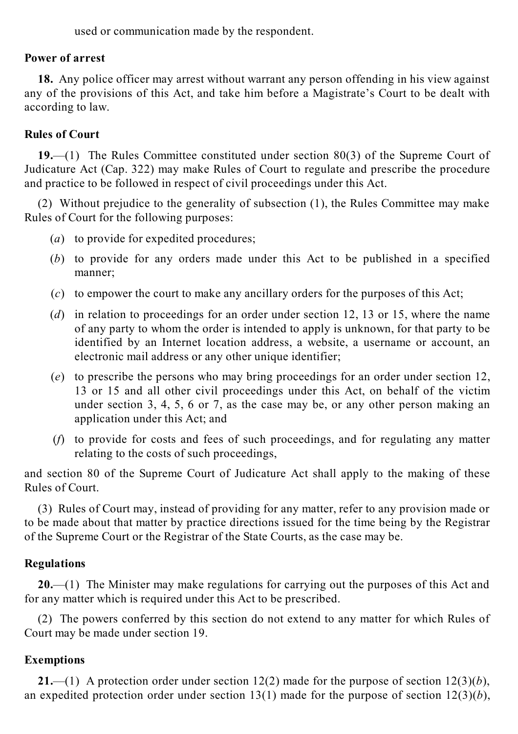used or communication made by the respondent.

**Power of arrest**

**18.** Any police officer may arrest without warrant any person offending in his view against any of the provisions of this Act, and take him before a Magistrate's Court to be dealt with according to law.

**Rules of Court**

**19.**—(1) The Rules Committee constituted under section 80(3) of the Supreme Court of Judicature Act (Cap. 322) may make Rules of Court to regulate and prescribe the procedure and practice to be followed in respect of civil proceedings under this Act.

(2) Without prejudice to the generality of subsection (1), the Rules Committee may make Rules of Court for the following purposes:

(*a*) to provide for expedited procedures;

(*b*) to provide for any orders made under this Act to be published in a specified manner;

(*c*) to empower the court to make any ancillary orders for the purposes of this Act;

(*d*) in relation to proceedings for an order under section 12, 13 or 15, where the name of any party to whom the order is intended to apply is unknown, for that party to be identified by an Internet location address, a website, a username or account, an electronic mail address or any other unique identifier;

(*e*) to prescribe the persons who may bring proceedings for an order under section 12, 13 or 15 and all other civil proceedings under this Act, on behalf of the victim under section 3, 4, 5, 6 or 7, as the case may be, or any other person making an application under this Act; and

(*f*) to provide for costs and fees of such proceedings, and for regulating any matter relating to the costs of such proceedings,

and section 80 of the Supreme Court of Judicature Act shall apply to the making of these Rules of Court.

(3) Rules of Court may, instead of providing for any matter, refer to any provision made or to be made about that matter by practice directions issued for the time being by the Registrar of the Supreme Court or the Registrar of the State Courts, as the case may be.

**Regulations**

**20.**—(1) The Minister may make regulations for carrying out the purposes of this Act and for any matter which is required under this Act to be prescribed.

(2) The powers conferred by this section do not extend to any matter for which Rules of Court may be made under section 19.

**Exemptions**

**21.**—(1) A protection order under section 12(2) made for the purpose of section 12(3)(*b*), an expedited protection order under section 13(1) made for the purpose of section 12(3)(*b*),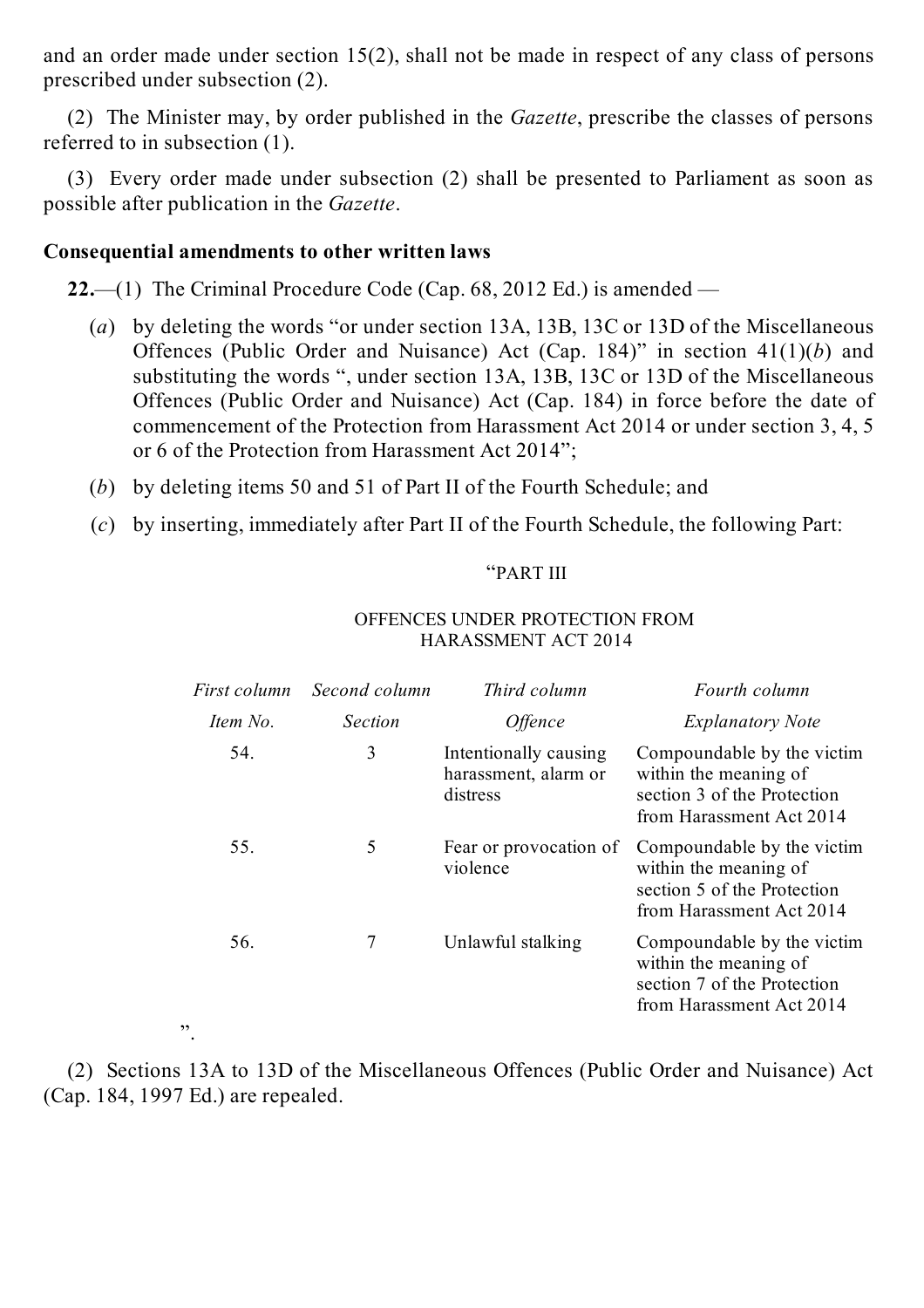and an order made under section 15(2), shall not be made in respect of any class of persons prescribed under subsection (2).

(2) The Minister may, by order published in the *Gazette*, prescribe the classes of persons referred to in subsection (1).

(3) Every order made under subsection (2) shall be presented to Parliament as soon as possible after publication in the *Gazette*.

**Consequential amendments to other written laws**

**22.**—(1) The Criminal Procedure Code (Cap. 68, 2012 Ed.) is amended —

(*a*) by deleting the words "or under section 13A, 13B, 13C or 13D of the Miscellaneous Offences (Public Order and Nuisance) Act (Cap. 184)" in section 41(1)(*b*) and substituting the words ", under section 13A, 13B, 13C or 13D of the Miscellaneous Offences (Public Order and Nuisance) Act (Cap. 184) in force before the date of commencement of the Protection from Harassment Act 2014 or under section 3, 4, 5 or 6 of the Protection from Harassment Act 2014";

(*b*) by deleting items 50 and 51 of Part II of the Fourth Schedule; and

(*c*) by inserting, immediately after Part II of the Fourth Schedule, the following Part:

"PART III

OFFENCES UNDER PROTECTION FROM HARASSMENT ACT 2014

| *First column* | *Second column* | *Third column* | *Fourth column* |
|---|---|---|---|
| *Item No.* | *Section* | *Offence* | *Explanatory Note* |
| 54. | 3 | Intentionally causing harassment, alarm or distress | Compoundable by the victim within the meaning of section 3 of the Protection from Harassment Act 2014 |
| 55. | 5 | Fear or provocation of violence | Compoundable by the victim within the meaning of section 5 of the Protection from Harassment Act 2014 |
| 56. | 7 | Unlawful stalking | Compoundable by the victim within the meaning of section 7 of the Protection from Harassment Act 2014 |

".

(2) Sections 13A to 13D of the Miscellaneous Offences (Public Order and Nuisance) Act (Cap. 184, 1997 Ed.) are repealed.